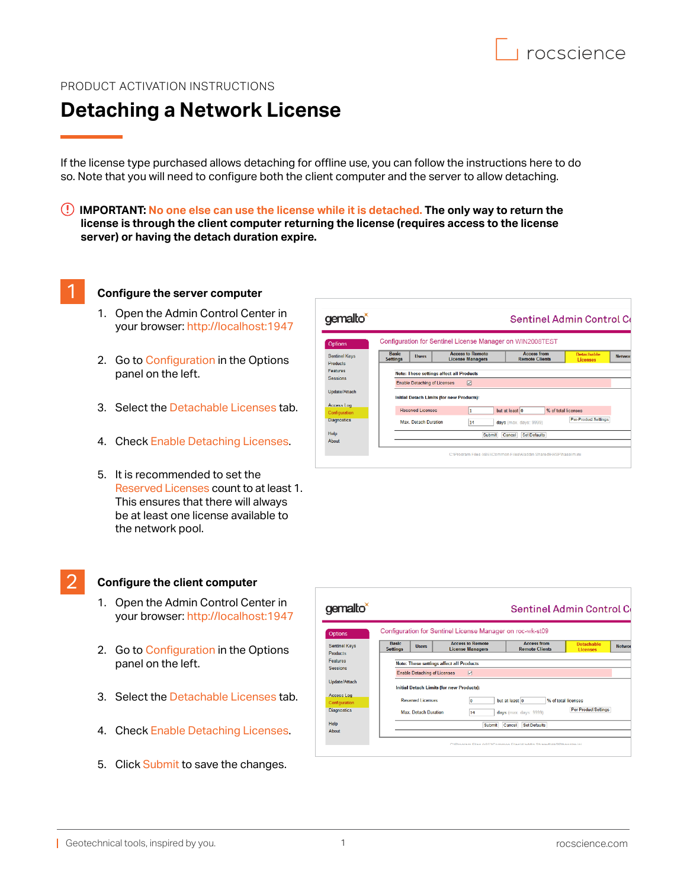PRODUCT ACTIVATION INSTRUCTIONS

# Detaching a Network License

If the license type purchased allows detaching for offline use, you can follow the instructions here to do so. Note that you will need to configure both the client computer and the server to allow detaching.

**IMPORTANT: No one else can use the license while it is detached. The only way to return the license is through the client computer returning the license (requires access to the license server) or having the detach duration expire.**

## 1 Configure the server computer

1. Open the Admin Control Center in your browser: http://localhost:1947
2. Go to Configuration in the Options panel on the left.
3. Select the Detachable Licenses tab.
4. Check Enable Detaching Licenses.
5. It is recommended to set the Reserved Licenses count to at least 1. This ensures that there will always be at least one license available to the network pool.

## 2 Configure the client computer

1. Open the Admin Control Center in your browser: http://localhost:1947
2. Go to Configuration in the Options panel on the left.
3. Select the Detachable Licenses tab.
4. Check Enable Detaching Licenses.
5. Click Submit to save the changes.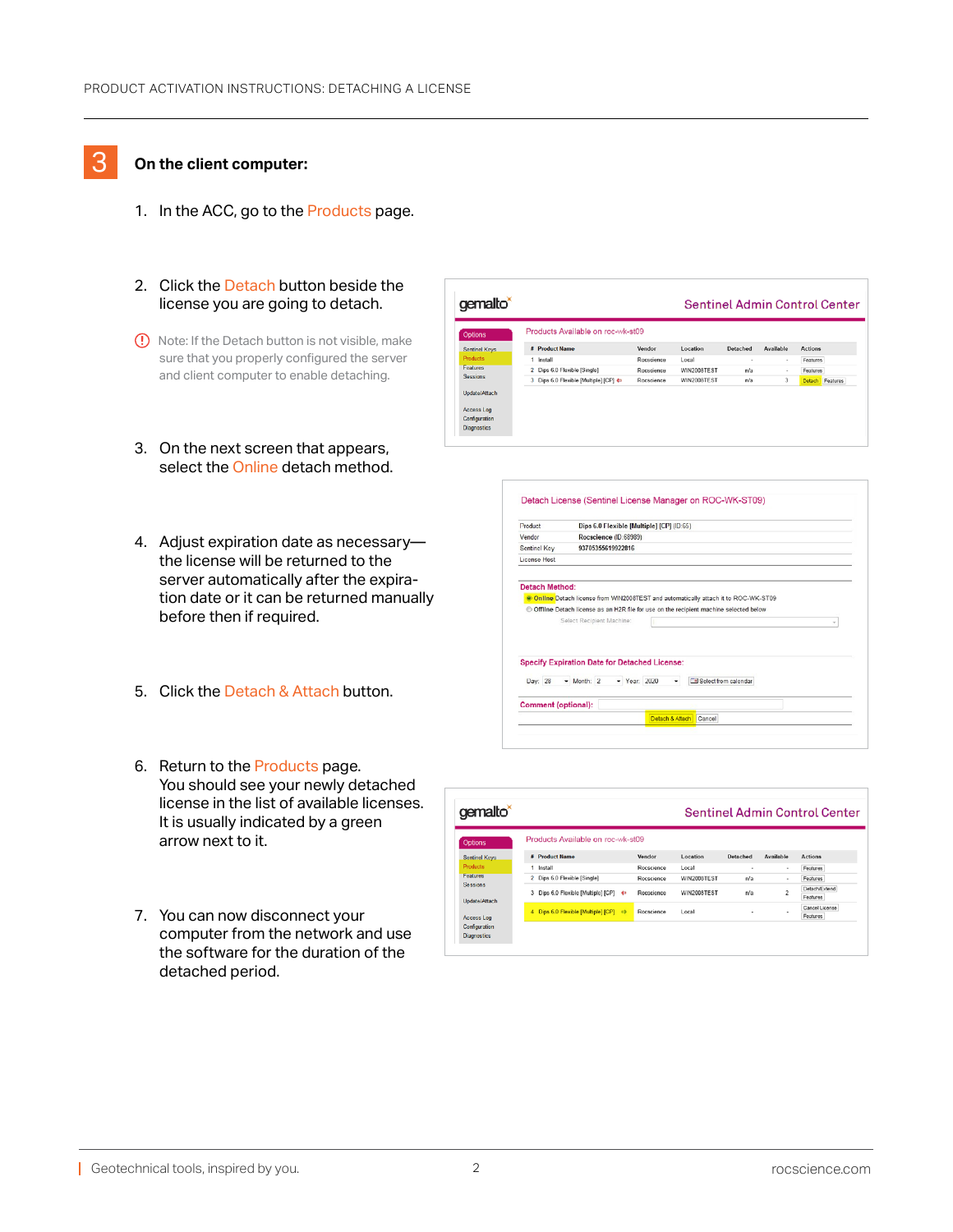## 3 On the client computer:

1. In the ACC, go to the Products page.

2. Click the Detach button beside the license you are going to detach.

   Note: If the Detach button is not visible, make sure that you properly configured the server and client computer to enable detaching.

3. On the next screen that appears, select the Online detach method.

4. Adjust expiration date as necessary—the license will be returned to the server automatically after the expiration date or it can be returned manually before then if required.

5. Click the Detach & Attach button.

6. Return to the Products page. You should see your newly detached license in the list of available licenses. It is usually indicated by a green arrow next to it.

7. You can now disconnect your computer from the network and use the software for the duration of the detached period.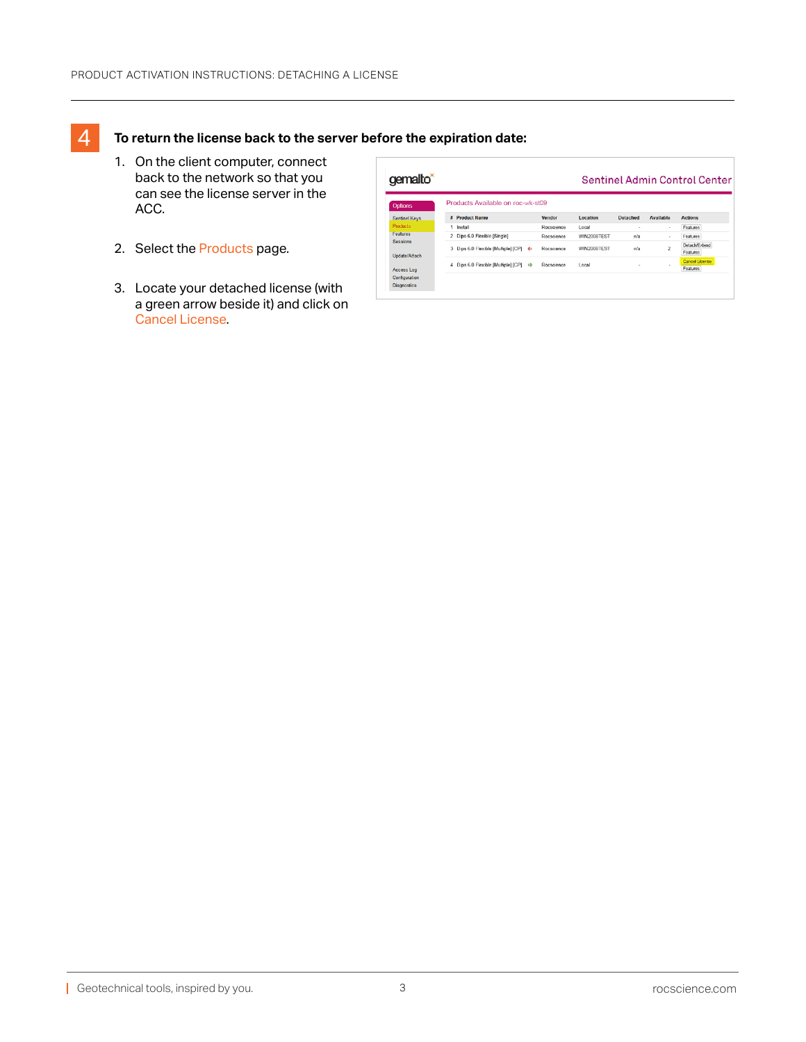## 4 To return the license back to the server before the expiration date:

1. On the client computer, connect back to the network so that you can see the license server in the ACC.
2. Select the Products page.
3. Locate your detached license (with a green arrow beside it) and click on Cancel License.